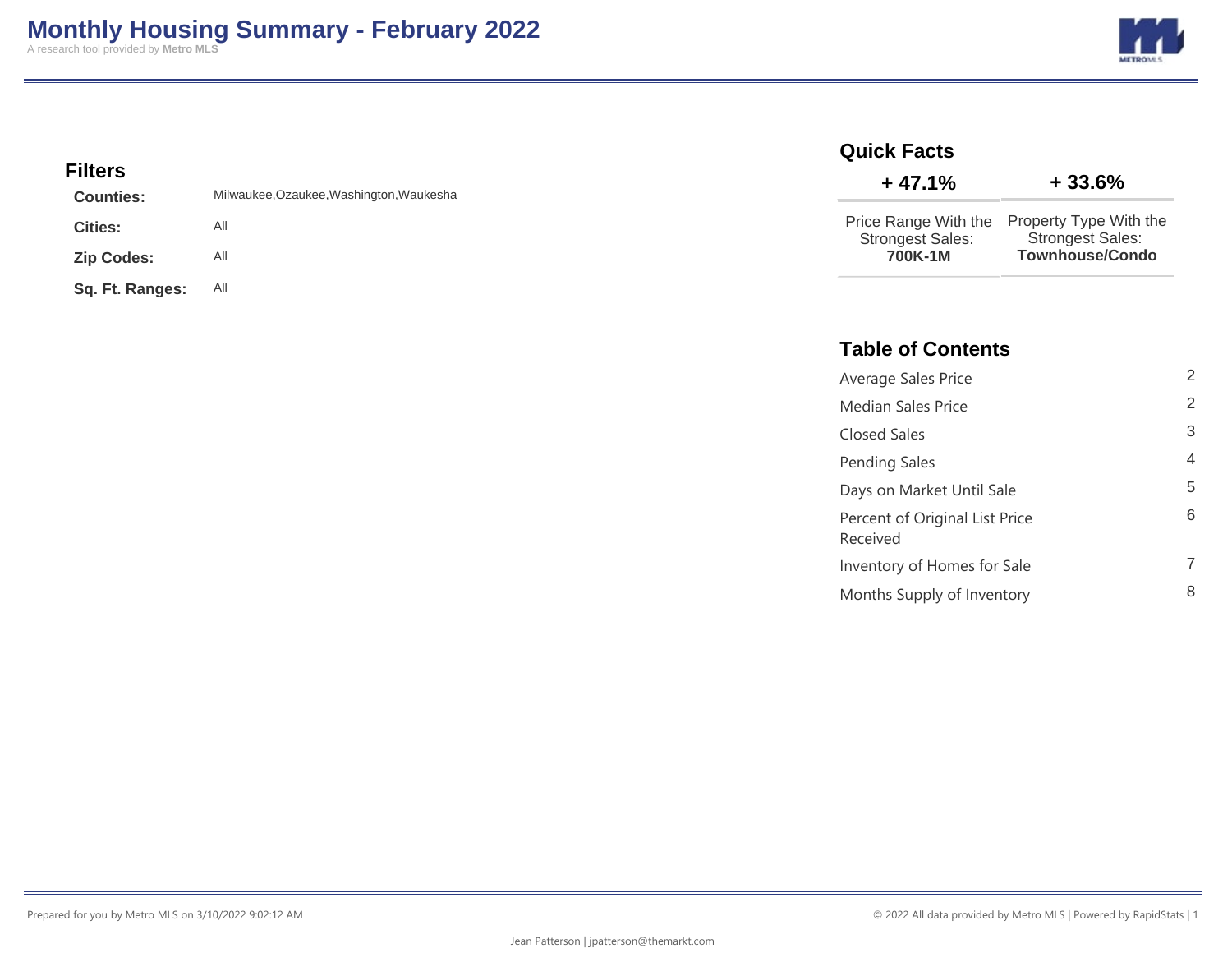# Monthly Housing Summary - February 2022

A research tool provided by **Metro MLS**

## Filters

| | |
|---|---|
| **Counties:** | Milwaukee,Ozaukee,Washington,Waukesha |
| **Cities:** | All |
| **Zip Codes:** | All |
| **Sq. Ft. Ranges:** | All |

## Quick Facts

| + 47.1% | + 33.6% |
|---|---|
| Price Range With the Strongest Sales: **700K-1M** | Property Type With the Strongest Sales: **Townhouse/Condo** |

## Table of Contents

| | |
|---|---|
| Average Sales Price | 2 |
| Median Sales Price | 2 |
| Closed Sales | 3 |
| Pending Sales | 4 |
| Days on Market Until Sale | 5 |
| Percent of Original List Price Received | 6 |
| Inventory of Homes for Sale | 7 |
| Months Supply of Inventory | 8 |

Prepared for you by Metro MLS on 3/10/2022 9:02:12 AM

© 2022 All data provided by Metro MLS | Powered by RapidStats

Jean Patterson | jpatterson@themarkt.com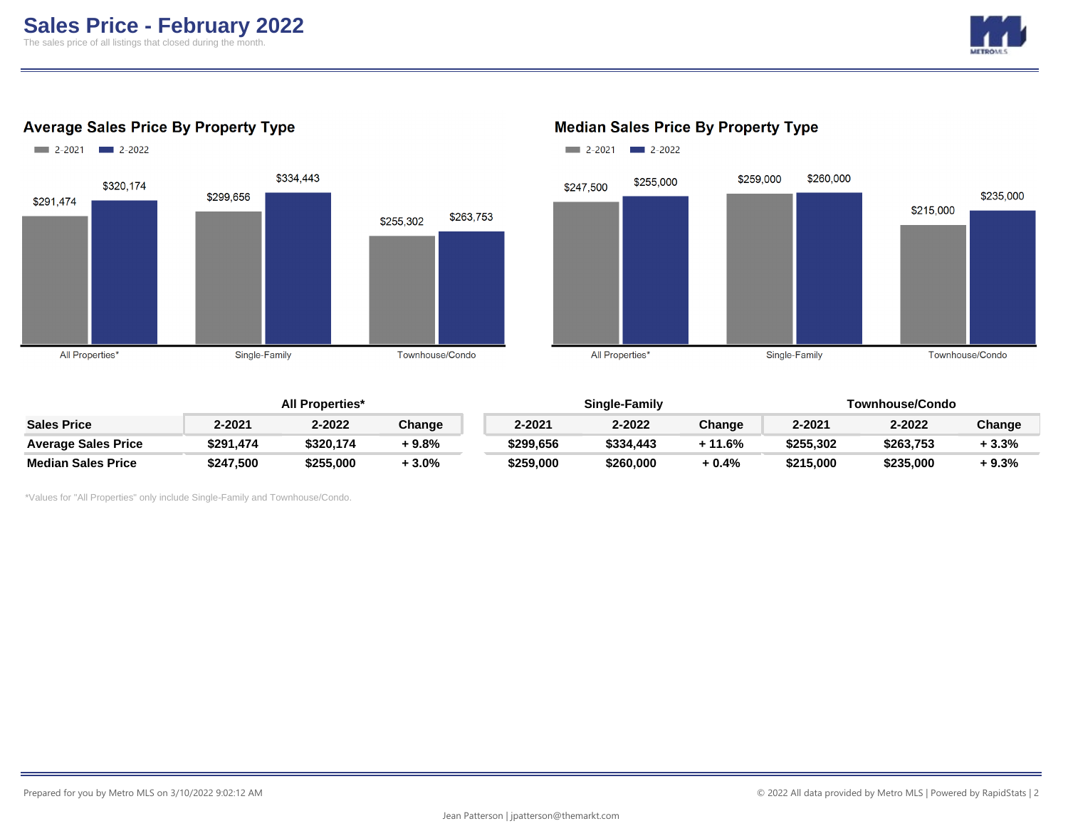# Sales Price - February 2022

The sales price of all listings that closed during the month.

## Average Sales Price By Property Type

| | 2-2021 | 2-2022 |
|---|---|---|
| All Properties* | $291,474 | $320,174 |
| Single-Family | $299,656 | $334,443 |
| Townhouse/Condo | $255,302 | $263,753 |

## Median Sales Price By Property Type

| | 2-2021 | 2-2022 |
|---|---|---|
| All Properties* | $247,500 | $255,000 |
| Single-Family | $259,000 | $260,000 |
| Townhouse/Condo | $215,000 | $235,000 |

| | All Properties* | | | Single-Family | | | Townhouse/Condo | | |
|---|---|---|---|---|---|---|---|---|---|
| **Sales Price** | **2-2021** | **2-2022** | **Change** | **2-2021** | **2-2022** | **Change** | **2-2021** | **2-2022** | **Change** |
| **Average Sales Price** | **$291,474** | **$320,174** | **+ 9.8%** | **$299,656** | **$334,443** | **+ 11.6%** | **$255,302** | **$263,753** | **+ 3.3%** |
| **Median Sales Price** | **$247,500** | **$255,000** | **+ 3.0%** | **$259,000** | **$260,000** | **+ 0.4%** | **$215,000** | **$235,000** | **+ 9.3%** |

*Values for "All Properties" only include Single-Family and Townhouse/Condo.

Prepared for you by Metro MLS on 3/10/2022 9:02:12 AM

© 2022 All data provided by Metro MLS | Powered by RapidStats

Jean Patterson | jpatterson@themarkt.com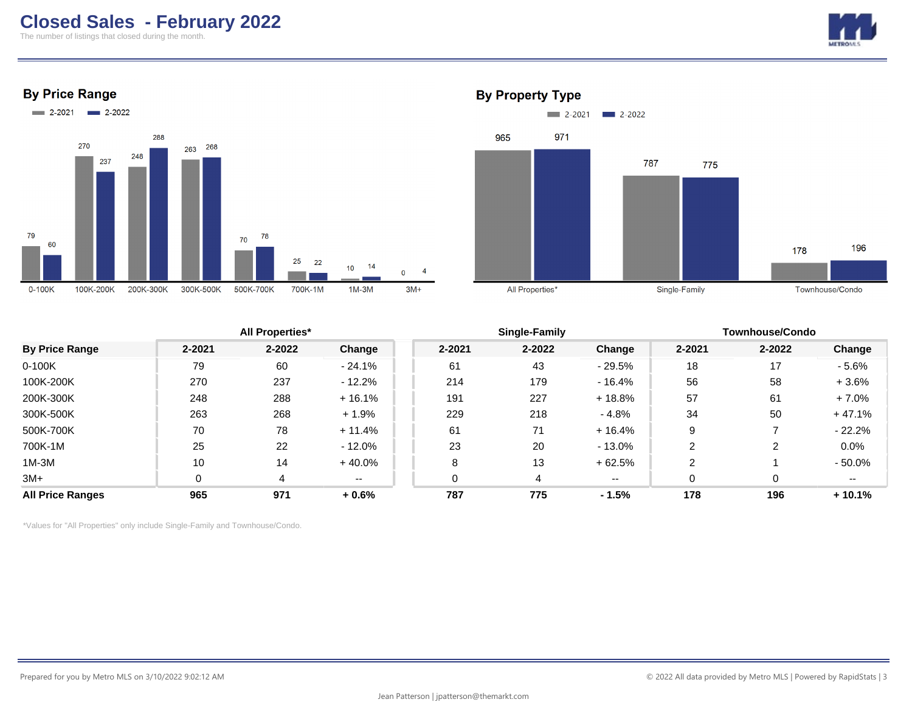# Closed Sales - February 2022

The number of listings that closed during the month.

## By Price Range

2-2021 | 2-2022

| Price Range | 2-2021 | 2-2022 |
|---|---|---|
| 0-100K | 79 | 60 |
| 100K-200K | 270 | 237 |
| 200K-300K | 248 | 288 |
| 300K-500K | 263 | 268 |
| 500K-700K | 70 | 78 |
| 700K-1M | 25 | 22 |
| 1M-3M | 10 | 14 |
| 3M+ | 0 | 4 |

## By Property Type

2-2021 | 2-2022

| Property Type | 2-2021 | 2-2022 |
|---|---|---|
| All Properties* | 965 | 971 |
| Single-Family | 787 | 775 |
| Townhouse/Condo | 178 | 196 |

| | All Properties* | | | Single-Family | | | Townhouse/Condo | | |
|---|---|---|---|---|---|---|---|---|---|
| **By Price Range** | **2-2021** | **2-2022** | **Change** | **2-2021** | **2-2022** | **Change** | **2-2021** | **2-2022** | **Change** |
| 0-100K | 79 | 60 | - 24.1% | 61 | 43 | - 29.5% | 18 | 17 | - 5.6% |
| 100K-200K | 270 | 237 | - 12.2% | 214 | 179 | - 16.4% | 56 | 58 | + 3.6% |
| 200K-300K | 248 | 288 | + 16.1% | 191 | 227 | + 18.8% | 57 | 61 | + 7.0% |
| 300K-500K | 263 | 268 | + 1.9% | 229 | 218 | - 4.8% | 34 | 50 | + 47.1% |
| 500K-700K | 70 | 78 | + 11.4% | 61 | 71 | + 16.4% | 9 | 7 | - 22.2% |
| 700K-1M | 25 | 22 | - 12.0% | 23 | 20 | - 13.0% | 2 | 2 | 0.0% |
| 1M-3M | 10 | 14 | + 40.0% | 8 | 13 | + 62.5% | 2 | 1 | - 50.0% |
| 3M+ | 0 | 4 | -- | 0 | 4 | -- | 0 | 0 | -- |
| **All Price Ranges** | **965** | **971** | **+ 0.6%** | **787** | **775** | **- 1.5%** | **178** | **196** | **+ 10.1%** |

*Values for "All Properties" only include Single-Family and Townhouse/Condo.

Prepared for you by Metro MLS on 3/10/2022 9:02:12 AM

© 2022 All data provided by Metro MLS | Powered by RapidStats

Jean Patterson | jpatterson@themarkt.com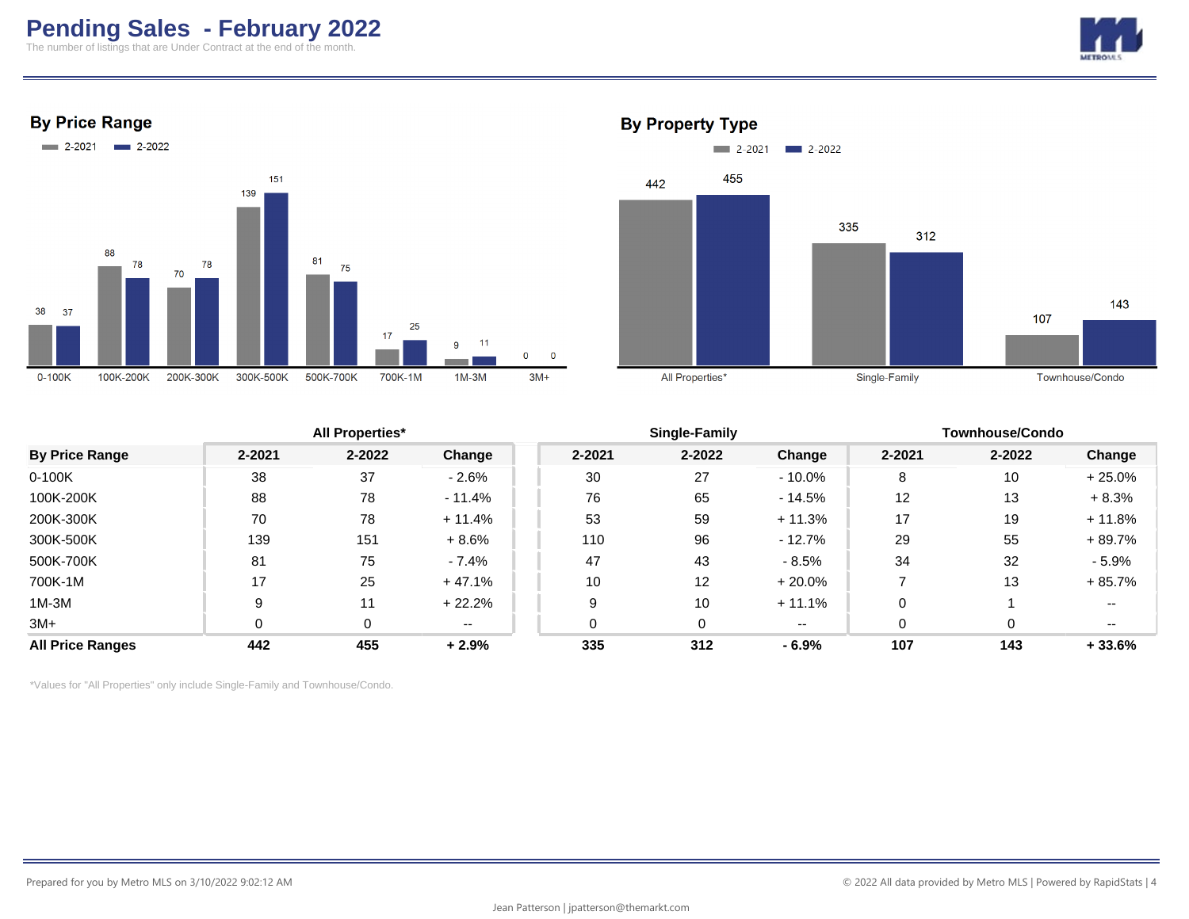# Pending Sales - February 2022

The number of listings that are Under Contract at the end of the month.

## By Price Range

2-2021 | 2-2022

| Price Range | 2-2021 | 2-2022 |
|---|---|---|
| 0-100K | 38 | 37 |
| 100K-200K | 88 | 78 |
| 200K-300K | 70 | 78 |
| 300K-500K | 139 | 151 |
| 500K-700K | 81 | 75 |
| 700K-1M | 17 | 25 |
| 1M-3M | 9 | 11 |
| 3M+ | 0 | 0 |

## By Property Type

2-2021 | 2-2022

| Property Type | 2-2021 | 2-2022 |
|---|---|---|
| All Properties* | 442 | 455 |
| Single-Family | 335 | 312 |
| Townhouse/Condo | 107 | 143 |

| | All Properties* | | | Single-Family | | | Townhouse/Condo | | |
|---|---|---|---|---|---|---|---|---|---|
| **By Price Range** | **2-2021** | **2-2022** | **Change** | **2-2021** | **2-2022** | **Change** | **2-2021** | **2-2022** | **Change** |
| 0-100K | 38 | 37 | - 2.6% | 30 | 27 | - 10.0% | 8 | 10 | + 25.0% |
| 100K-200K | 88 | 78 | - 11.4% | 76 | 65 | - 14.5% | 12 | 13 | + 8.3% |
| 200K-300K | 70 | 78 | + 11.4% | 53 | 59 | + 11.3% | 17 | 19 | + 11.8% |
| 300K-500K | 139 | 151 | + 8.6% | 110 | 96 | - 12.7% | 29 | 55 | + 89.7% |
| 500K-700K | 81 | 75 | - 7.4% | 47 | 43 | - 8.5% | 34 | 32 | - 5.9% |
| 700K-1M | 17 | 25 | + 47.1% | 10 | 12 | + 20.0% | 7 | 13 | + 85.7% |
| 1M-3M | 9 | 11 | + 22.2% | 9 | 10 | + 11.1% | 0 | 1 | -- |
| 3M+ | 0 | 0 | -- | 0 | 0 | -- | 0 | 0 | -- |
| **All Price Ranges** | **442** | **455** | **+ 2.9%** | **335** | **312** | **- 6.9%** | **107** | **143** | **+ 33.6%** |

*Values for "All Properties" only include Single-Family and Townhouse/Condo.

Prepared for you by Metro MLS on 3/10/2022 9:02:12 AM

© 2022 All data provided by Metro MLS | Powered by RapidStats

Jean Patterson | jpatterson@themarkt.com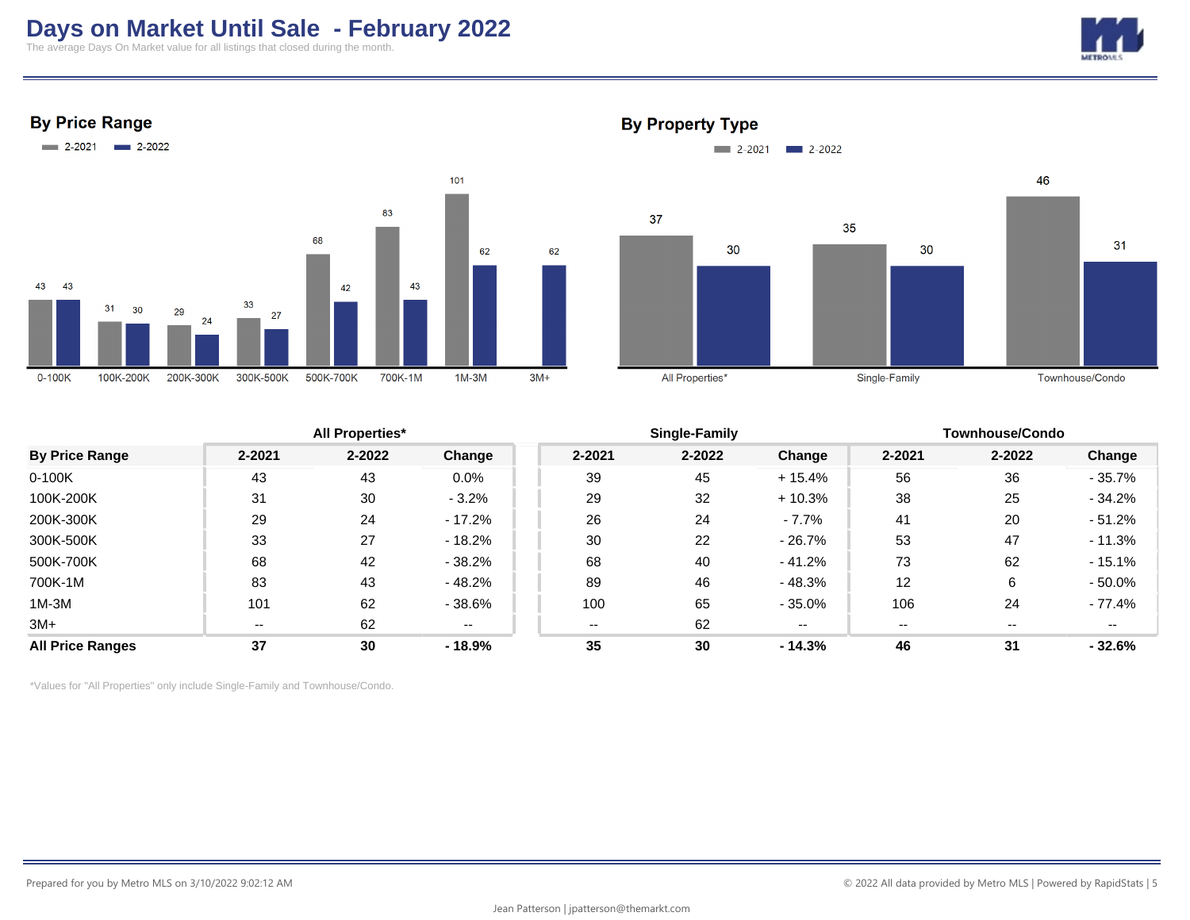# Days on Market Until Sale - February 2022

The average Days On Market value for all listings that closed during the month.

## By Price Range

2-2021 | 2-2022

| Price Range | 2-2021 | 2-2022 |
|---|---|---|
| 0-100K | 43 | 43 |
| 100K-200K | 31 | 30 |
| 200K-300K | 29 | 24 |
| 300K-500K | 33 | 27 |
| 500K-700K | 68 | 42 |
| 700K-1M | 83 | 43 |
| 1M-3M | 101 | 62 |
| 3M+ | | 62 |

## By Property Type

2-2021 | 2-2022

| Property Type | 2-2021 | 2-2022 |
|---|---|---|
| All Properties* | 37 | 30 |
| Single-Family | 35 | 30 |
| Townhouse/Condo | 46 | 31 |

| | All Properties* | | | Single-Family | | | Townhouse/Condo | | |
|---|---|---|---|---|---|---|---|---|---|
| **By Price Range** | **2-2021** | **2-2022** | **Change** | **2-2021** | **2-2022** | **Change** | **2-2021** | **2-2022** | **Change** |
| 0-100K | 43 | 43 | 0.0% | 39 | 45 | + 15.4% | 56 | 36 | - 35.7% |
| 100K-200K | 31 | 30 | - 3.2% | 29 | 32 | + 10.3% | 38 | 25 | - 34.2% |
| 200K-300K | 29 | 24 | - 17.2% | 26 | 24 | - 7.7% | 41 | 20 | - 51.2% |
| 300K-500K | 33 | 27 | - 18.2% | 30 | 22 | - 26.7% | 53 | 47 | - 11.3% |
| 500K-700K | 68 | 42 | - 38.2% | 68 | 40 | - 41.2% | 73 | 62 | - 15.1% |
| 700K-1M | 83 | 43 | - 48.2% | 89 | 46 | - 48.3% | 12 | 6 | - 50.0% |
| 1M-3M | 101 | 62 | - 38.6% | 100 | 65 | - 35.0% | 106 | 24 | - 77.4% |
| 3M+ | -- | 62 | -- | -- | 62 | -- | -- | -- | -- |
| **All Price Ranges** | **37** | **30** | **- 18.9%** | **35** | **30** | **- 14.3%** | **46** | **31** | **- 32.6%** |

*Values for "All Properties" only include Single-Family and Townhouse/Condo.

Prepared for you by Metro MLS on 3/10/2022 9:02:12 AM

© 2022 All data provided by Metro MLS | Powered by RapidStats

Jean Patterson | jpatterson@themarkt.com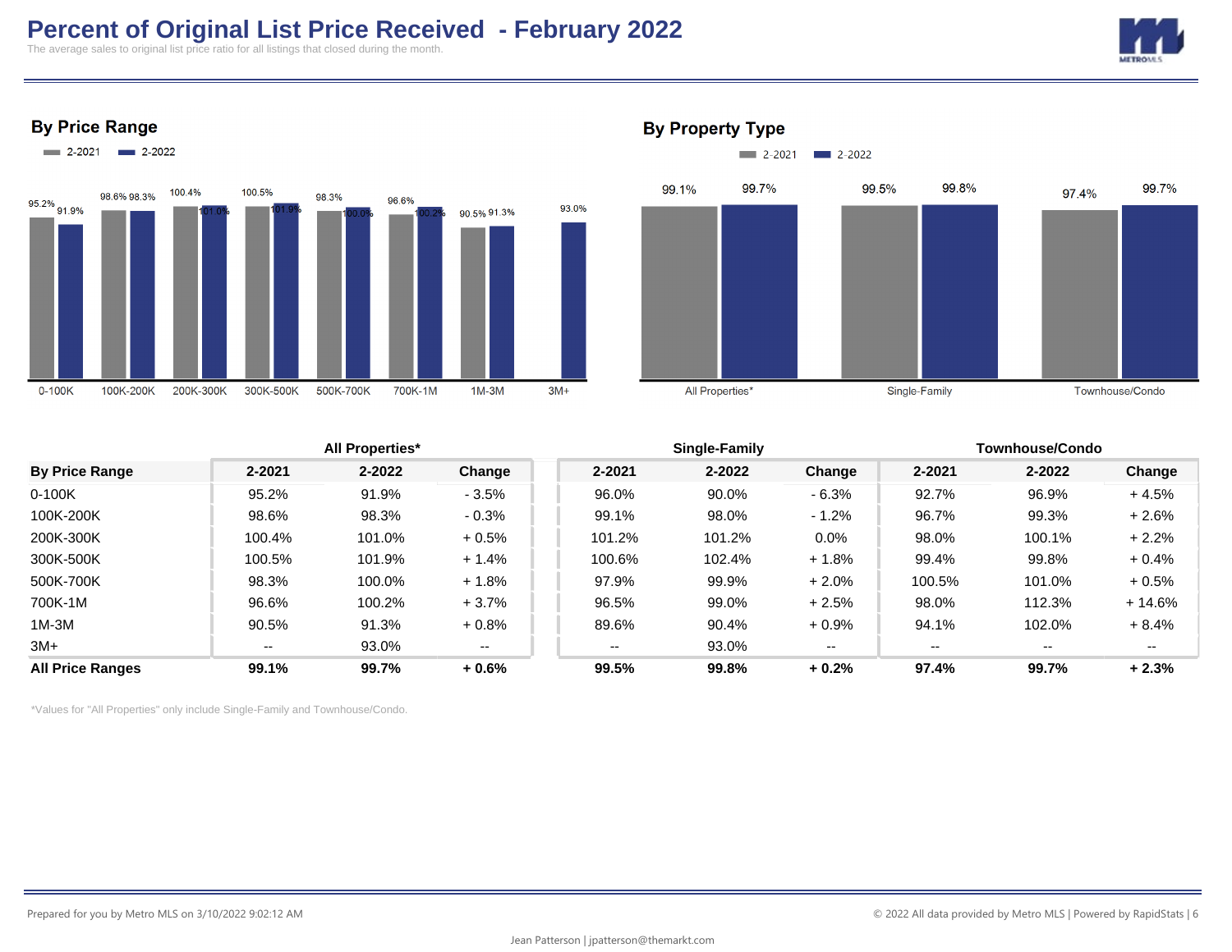# Percent of Original List Price Received - February 2022

The average sales to original list price ratio for all listings that closed during the month.

## By Price Range

| Price Range | 2-2021 | 2-2022 |
|---|---|---|
| 0-100K | 95.2% | 91.9% |
| 100K-200K | 98.6% | 98.3% |
| 200K-300K | 100.4% | 101.0% |
| 300K-500K | 100.5% | 101.9% |
| 500K-700K | 98.3% | 100.0% |
| 700K-1M | 96.6% | 100.2% |
| 1M-3M | 90.5% | 91.3% |
| 3M+ | | 93.0% |

## By Property Type

| Property Type | 2-2021 | 2-2022 |
|---|---|---|
| All Properties* | 99.1% | 99.7% |
| Single-Family | 99.5% | 99.8% |
| Townhouse/Condo | 97.4% | 99.7% |

| | All Properties* | | | Single-Family | | | Townhouse/Condo | | |
|---|---|---|---|---|---|---|---|---|---|
| **By Price Range** | **2-2021** | **2-2022** | **Change** | **2-2021** | **2-2022** | **Change** | **2-2021** | **2-2022** | **Change** |
| 0-100K | 95.2% | 91.9% | - 3.5% | 96.0% | 90.0% | - 6.3% | 92.7% | 96.9% | + 4.5% |
| 100K-200K | 98.6% | 98.3% | - 0.3% | 99.1% | 98.0% | - 1.2% | 96.7% | 99.3% | + 2.6% |
| 200K-300K | 100.4% | 101.0% | + 0.5% | 101.2% | 101.2% | 0.0% | 98.0% | 100.1% | + 2.2% |
| 300K-500K | 100.5% | 101.9% | + 1.4% | 100.6% | 102.4% | + 1.8% | 99.4% | 99.8% | + 0.4% |
| 500K-700K | 98.3% | 100.0% | + 1.8% | 97.9% | 99.9% | + 2.0% | 100.5% | 101.0% | + 0.5% |
| 700K-1M | 96.6% | 100.2% | + 3.7% | 96.5% | 99.0% | + 2.5% | 98.0% | 112.3% | + 14.6% |
| 1M-3M | 90.5% | 91.3% | + 0.8% | 89.6% | 90.4% | + 0.9% | 94.1% | 102.0% | + 8.4% |
| 3M+ | -- | 93.0% | -- | -- | 93.0% | -- | -- | -- | -- |
| **All Price Ranges** | **99.1%** | **99.7%** | **+ 0.6%** | **99.5%** | **99.8%** | **+ 0.2%** | **97.4%** | **99.7%** | **+ 2.3%** |

*Values for "All Properties" only include Single-Family and Townhouse/Condo.

Prepared for you by Metro MLS on 3/10/2022 9:02:12 AM

© 2022 All data provided by Metro MLS | Powered by RapidStats

Jean Patterson | jpatterson@themarkt.com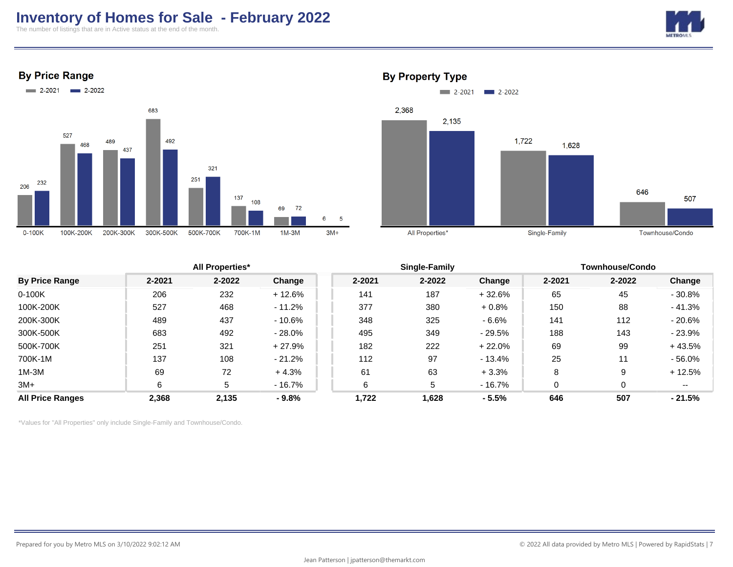# Inventory of Homes for Sale - February 2022

The number of listings that are in Active status at the end of the month.

## By Price Range

| Price Range | 2-2021 | 2-2022 |
|---|---|---|
| 0-100K | 206 | 232 |
| 100K-200K | 527 | 468 |
| 200K-300K | 489 | 437 |
| 300K-500K | 683 | 492 |
| 500K-700K | 251 | 321 |
| 700K-1M | 137 | 108 |
| 1M-3M | 69 | 72 |
| 3M+ | 6 | 5 |

## By Property Type

| Property Type | 2-2021 | 2-2022 |
|---|---|---|
| All Properties* | 2,368 | 2,135 |
| Single-Family | 1,722 | 1,628 |
| Townhouse/Condo | 646 | 507 |

| | All Properties* | | | Single-Family | | | Townhouse/Condo | | |
|---|---|---|---|---|---|---|---|---|---|
| **By Price Range** | **2-2021** | **2-2022** | **Change** | **2-2021** | **2-2022** | **Change** | **2-2021** | **2-2022** | **Change** |
| 0-100K | 206 | 232 | + 12.6% | 141 | 187 | + 32.6% | 65 | 45 | - 30.8% |
| 100K-200K | 527 | 468 | - 11.2% | 377 | 380 | + 0.8% | 150 | 88 | - 41.3% |
| 200K-300K | 489 | 437 | - 10.6% | 348 | 325 | - 6.6% | 141 | 112 | - 20.6% |
| 300K-500K | 683 | 492 | - 28.0% | 495 | 349 | - 29.5% | 188 | 143 | - 23.9% |
| 500K-700K | 251 | 321 | + 27.9% | 182 | 222 | + 22.0% | 69 | 99 | + 43.5% |
| 700K-1M | 137 | 108 | - 21.2% | 112 | 97 | - 13.4% | 25 | 11 | - 56.0% |
| 1M-3M | 69 | 72 | + 4.3% | 61 | 63 | + 3.3% | 8 | 9 | + 12.5% |
| 3M+ | 6 | 5 | - 16.7% | 6 | 5 | - 16.7% | 0 | 0 | -- |
| **All Price Ranges** | **2,368** | **2,135** | **- 9.8%** | **1,722** | **1,628** | **- 5.5%** | **646** | **507** | **- 21.5%** |

*Values for "All Properties" only include Single-Family and Townhouse/Condo.

Prepared for you by Metro MLS on 3/10/2022 9:02:12 AM

© 2022 All data provided by Metro MLS | Powered by RapidStats

Jean Patterson | jpatterson@themarkt.com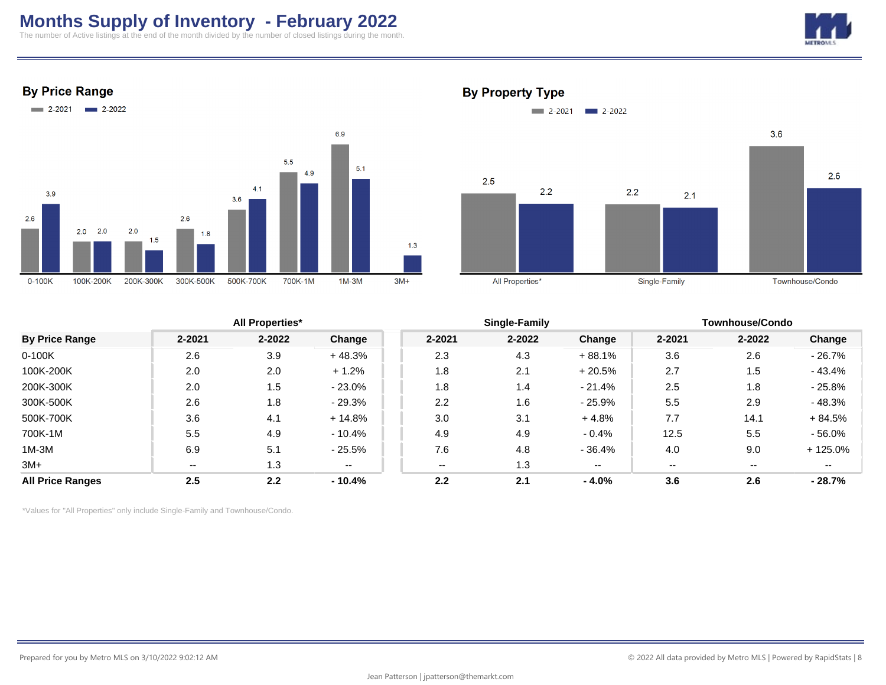# Months Supply of Inventory - February 2022

The number of Active listings at the end of the month divided by the number of closed listings during the month.

## By Price Range

2-2021 2-2022

2.6 3.9 2.0 2.0 2.0 1.5 2.6 1.8 3.6 4.1 5.5 4.9 6.9 5.1 1.3

0-100K 100K-200K 200K-300K 300K-500K 500K-700K 700K-1M 1M-3M 3M+

## By Property Type

2-2021 2-2022

2.5 2.2 2.2 2.1 3.6 2.6

All Properties* Single-Family Townhouse/Condo

| | All Properties* | | | Single-Family | | | Townhouse/Condo | | |
|---|---|---|---|---|---|---|---|---|---|
| **By Price Range** | **2-2021** | **2-2022** | **Change** | **2-2021** | **2-2022** | **Change** | **2-2021** | **2-2022** | **Change** |
| 0-100K | 2.6 | 3.9 | + 48.3% | 2.3 | 4.3 | + 88.1% | 3.6 | 2.6 | - 26.7% |
| 100K-200K | 2.0 | 2.0 | + 1.2% | 1.8 | 2.1 | + 20.5% | 2.7 | 1.5 | - 43.4% |
| 200K-300K | 2.0 | 1.5 | - 23.0% | 1.8 | 1.4 | - 21.4% | 2.5 | 1.8 | - 25.8% |
| 300K-500K | 2.6 | 1.8 | - 29.3% | 2.2 | 1.6 | - 25.9% | 5.5 | 2.9 | - 48.3% |
| 500K-700K | 3.6 | 4.1 | + 14.8% | 3.0 | 3.1 | + 4.8% | 7.7 | 14.1 | + 84.5% |
| 700K-1M | 5.5 | 4.9 | - 10.4% | 4.9 | 4.9 | - 0.4% | 12.5 | 5.5 | - 56.0% |
| 1M-3M | 6.9 | 5.1 | - 25.5% | 7.6 | 4.8 | - 36.4% | 4.0 | 9.0 | + 125.0% |
| 3M+ | -- | 1.3 | -- | -- | 1.3 | -- | -- | -- | -- |
| **All Price Ranges** | **2.5** | **2.2** | **- 10.4%** | **2.2** | **2.1** | **- 4.0%** | **3.6** | **2.6** | **- 28.7%** |

*Values for "All Properties" only include Single-Family and Townhouse/Condo.

Prepared for you by Metro MLS on 3/10/2022 9:02:12 AM

© 2022 All data provided by Metro MLS | Powered by RapidStats

Jean Patterson | jpatterson@themarkt.com